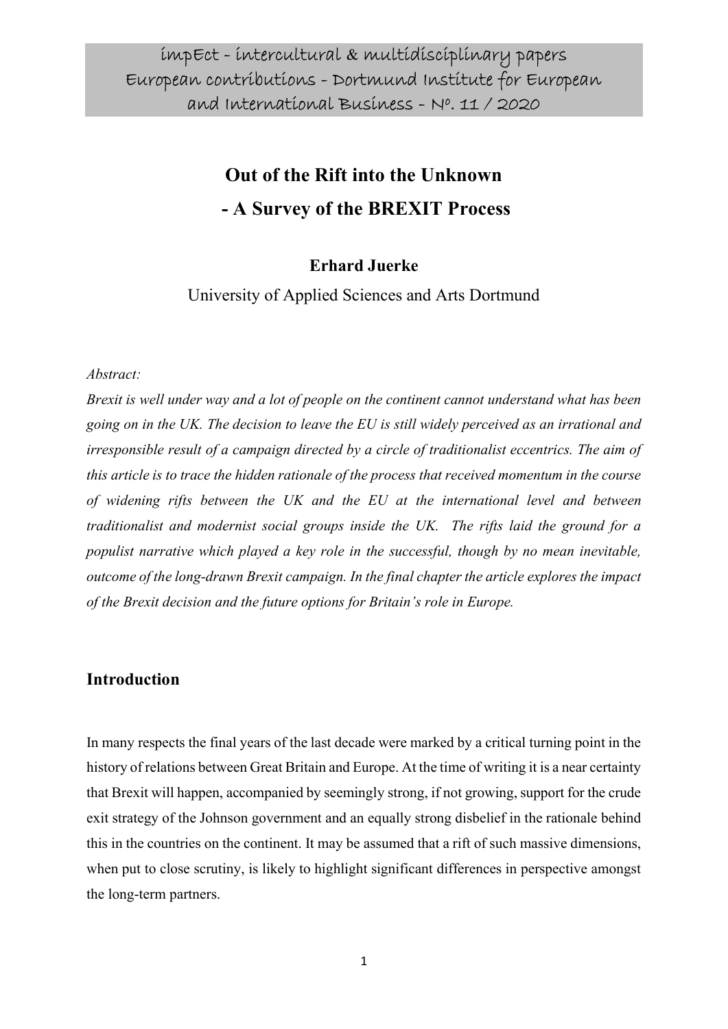impEct - intercultural & multidisciplinary papers
European contributions - Dortmund Institute for European and International Business - N°. 11 / 2020

# Out of the Rift into the Unknown - A Survey of the BREXIT Process

**Erhard Juerke**

University of Applied Sciences and Arts Dortmund

*Abstract:*

*Brexit is well under way and a lot of people on the continent cannot understand what has been going on in the UK. The decision to leave the EU is still widely perceived as an irrational and irresponsible result of a campaign directed by a circle of traditionalist eccentrics. The aim of this article is to trace the hidden rationale of the process that received momentum in the course of widening rifts between the UK and the EU at the international level and between traditionalist and modernist social groups inside the UK. The rifts laid the ground for a populist narrative which played a key role in the successful, though by no mean inevitable, outcome of the long-drawn Brexit campaign. In the final chapter the article explores the impact of the Brexit decision and the future options for Britain's role in Europe.*

## Introduction

In many respects the final years of the last decade were marked by a critical turning point in the history of relations between Great Britain and Europe. At the time of writing it is a near certainty that Brexit will happen, accompanied by seemingly strong, if not growing, support for the crude exit strategy of the Johnson government and an equally strong disbelief in the rationale behind this in the countries on the continent. It may be assumed that a rift of such massive dimensions, when put to close scrutiny, is likely to highlight significant differences in perspective amongst the long-term partners.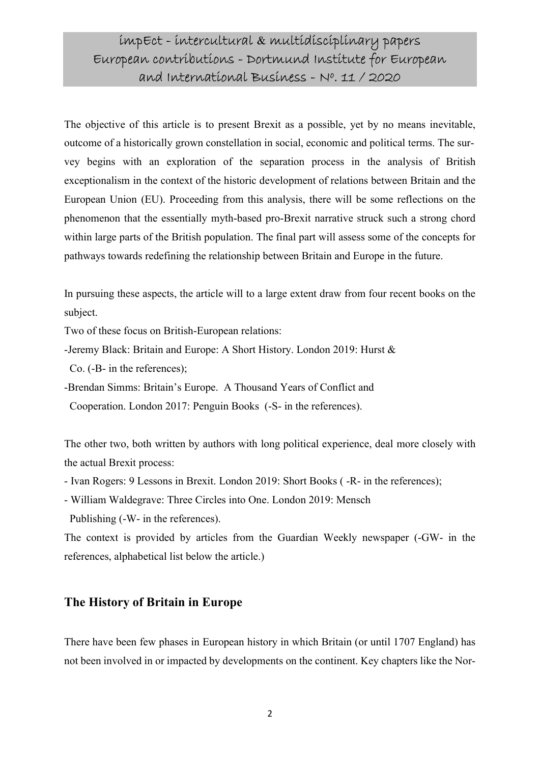The objective of this article is to present Brexit as a possible, yet by no means inevitable, outcome of a historically grown constellation in social, economic and political terms. The survey begins with an exploration of the separation process in the analysis of British exceptionalism in the context of the historic development of relations between Britain and the European Union (EU). Proceeding from this analysis, there will be some reflections on the phenomenon that the essentially myth-based pro-Brexit narrative struck such a strong chord within large parts of the British population. The final part will assess some of the concepts for pathways towards redefining the relationship between Britain and Europe in the future.

In pursuing these aspects, the article will to a large extent draw from four recent books on the subject.

Two of these focus on British-European relations:

-Jeremy Black: Britain and Europe: A Short History. London 2019: Hurst & Co. (-B- in the references);

-Brendan Simms: Britain's Europe. A Thousand Years of Conflict and Cooperation. London 2017: Penguin Books (-S- in the references).

The other two, both written by authors with long political experience, deal more closely with the actual Brexit process:

- Ivan Rogers: 9 Lessons in Brexit. London 2019: Short Books ( -R- in the references);
- William Waldegrave: Three Circles into One. London 2019: Mensch Publishing (-W- in the references).

The context is provided by articles from the Guardian Weekly newspaper (-GW- in the references, alphabetical list below the article.)

## The History of Britain in Europe

There have been few phases in European history in which Britain (or until 1707 England) has not been involved in or impacted by developments on the continent. Key chapters like the Nor-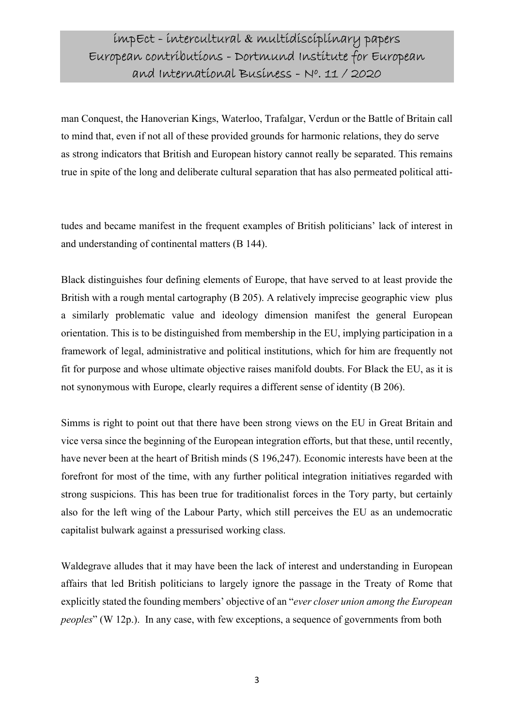man Conquest, the Hanoverian Kings, Waterloo, Trafalgar, Verdun or the Battle of Britain call to mind that, even if not all of these provided grounds for harmonic relations, they do serve as strong indicators that British and European history cannot really be separated. This remains true in spite of the long and deliberate cultural separation that has also permeated political attitudes and became manifest in the frequent examples of British politicians' lack of interest in and understanding of continental matters (B 144).

Black distinguishes four defining elements of Europe, that have served to at least provide the British with a rough mental cartography (B 205). A relatively imprecise geographic view plus a similarly problematic value and ideology dimension manifest the general European orientation. This is to be distinguished from membership in the EU, implying participation in a framework of legal, administrative and political institutions, which for him are frequently not fit for purpose and whose ultimate objective raises manifold doubts. For Black the EU, as it is not synonymous with Europe, clearly requires a different sense of identity (B 206).

Simms is right to point out that there have been strong views on the EU in Great Britain and vice versa since the beginning of the European integration efforts, but that these, until recently, have never been at the heart of British minds (S 196,247). Economic interests have been at the forefront for most of the time, with any further political integration initiatives regarded with strong suspicions. This has been true for traditionalist forces in the Tory party, but certainly also for the left wing of the Labour Party, which still perceives the EU as an undemocratic capitalist bulwark against a pressurised working class.

Waldegrave alludes that it may have been the lack of interest and understanding in European affairs that led British politicians to largely ignore the passage in the Treaty of Rome that explicitly stated the founding members' objective of an "*ever closer union among the European peoples*" (W 12p.). In any case, with few exceptions, a sequence of governments from both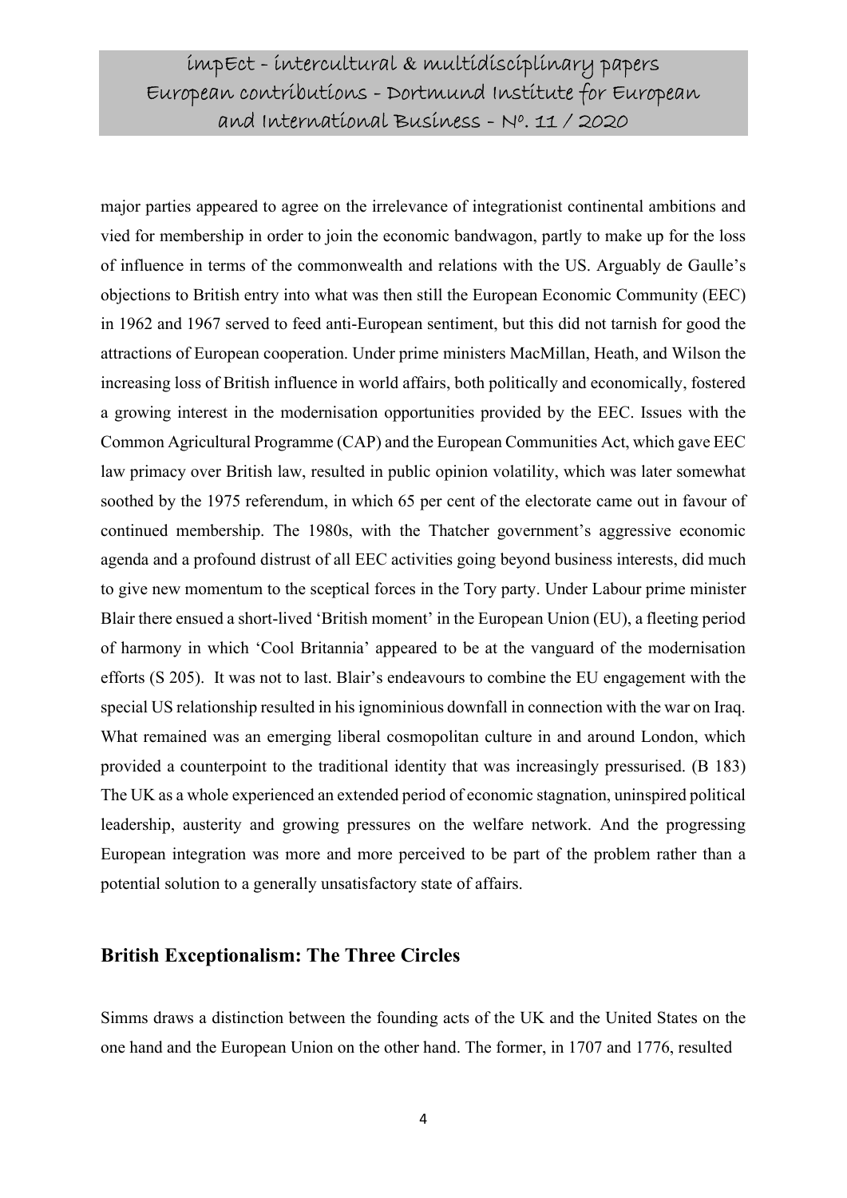major parties appeared to agree on the irrelevance of integrationist continental ambitions and vied for membership in order to join the economic bandwagon, partly to make up for the loss of influence in terms of the commonwealth and relations with the US. Arguably de Gaulle's objections to British entry into what was then still the European Economic Community (EEC) in 1962 and 1967 served to feed anti-European sentiment, but this did not tarnish for good the attractions of European cooperation. Under prime ministers MacMillan, Heath, and Wilson the increasing loss of British influence in world affairs, both politically and economically, fostered a growing interest in the modernisation opportunities provided by the EEC. Issues with the Common Agricultural Programme (CAP) and the European Communities Act, which gave EEC law primacy over British law, resulted in public opinion volatility, which was later somewhat soothed by the 1975 referendum, in which 65 per cent of the electorate came out in favour of continued membership. The 1980s, with the Thatcher government's aggressive economic agenda and a profound distrust of all EEC activities going beyond business interests, did much to give new momentum to the sceptical forces in the Tory party. Under Labour prime minister Blair there ensued a short-lived 'British moment' in the European Union (EU), a fleeting period of harmony in which 'Cool Britannia' appeared to be at the vanguard of the modernisation efforts (S 205). It was not to last. Blair's endeavours to combine the EU engagement with the special US relationship resulted in his ignominious downfall in connection with the war on Iraq. What remained was an emerging liberal cosmopolitan culture in and around London, which provided a counterpoint to the traditional identity that was increasingly pressurised. (B 183) The UK as a whole experienced an extended period of economic stagnation, uninspired political leadership, austerity and growing pressures on the welfare network. And the progressing European integration was more and more perceived to be part of the problem rather than a potential solution to a generally unsatisfactory state of affairs.

## British Exceptionalism: The Three Circles

Simms draws a distinction between the founding acts of the UK and the United States on the one hand and the European Union on the other hand. The former, in 1707 and 1776, resulted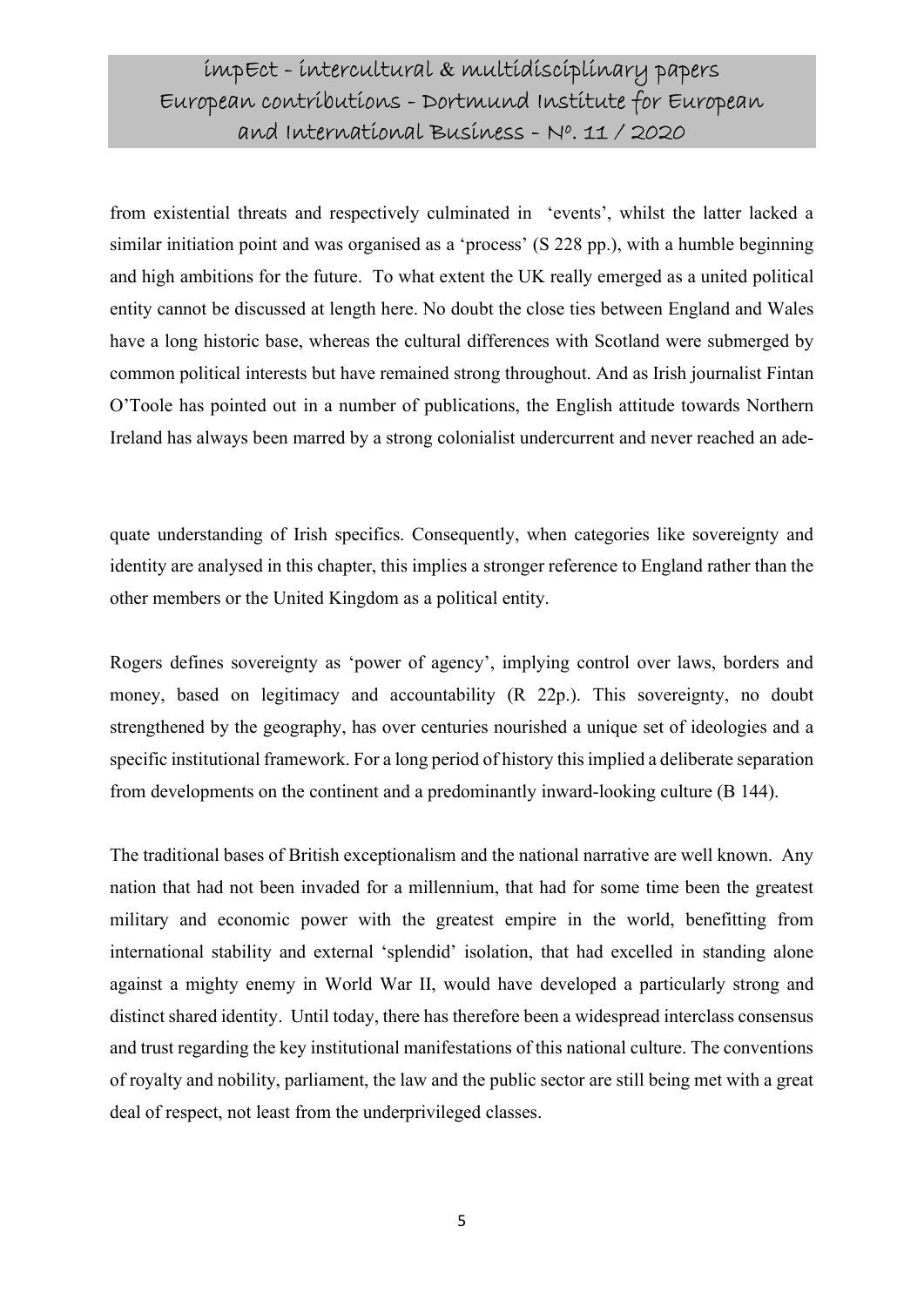from existential threats and respectively culminated in 'events', whilst the latter lacked a similar initiation point and was organised as a 'process' (S 228 pp.), with a humble beginning and high ambitions for the future. To what extent the UK really emerged as a united political entity cannot be discussed at length here. No doubt the close ties between England and Wales have a long historic base, whereas the cultural differences with Scotland were submerged by common political interests but have remained strong throughout. And as Irish journalist Fintan O'Toole has pointed out in a number of publications, the English attitude towards Northern Ireland has always been marred by a strong colonialist undercurrent and never reached an adequate understanding of Irish specifics. Consequently, when categories like sovereignty and identity are analysed in this chapter, this implies a stronger reference to England rather than the other members or the United Kingdom as a political entity.

Rogers defines sovereignty as 'power of agency', implying control over laws, borders and money, based on legitimacy and accountability (R 22p.). This sovereignty, no doubt strengthened by the geography, has over centuries nourished a unique set of ideologies and a specific institutional framework. For a long period of history this implied a deliberate separation from developments on the continent and a predominantly inward-looking culture (B 144).

The traditional bases of British exceptionalism and the national narrative are well known. Any nation that had not been invaded for a millennium, that had for some time been the greatest military and economic power with the greatest empire in the world, benefitting from international stability and external 'splendid' isolation, that had excelled in standing alone against a mighty enemy in World War II, would have developed a particularly strong and distinct shared identity. Until today, there has therefore been a widespread interclass consensus and trust regarding the key institutional manifestations of this national culture. The conventions of royalty and nobility, parliament, the law and the public sector are still being met with a great deal of respect, not least from the underprivileged classes.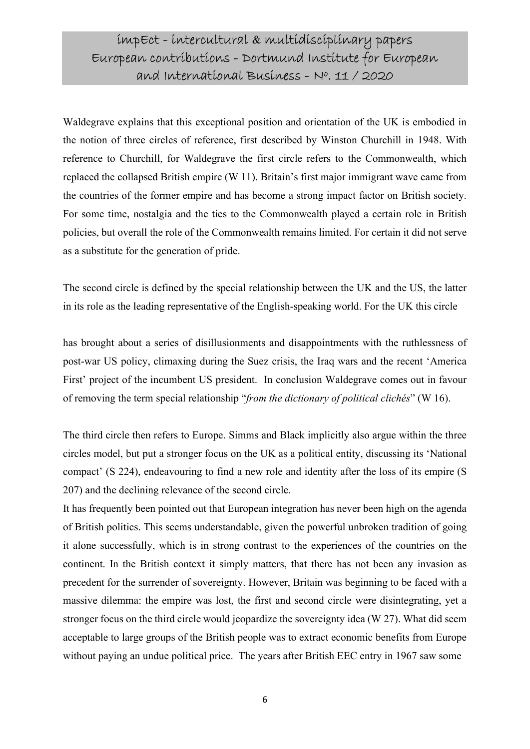Waldegrave explains that this exceptional position and orientation of the UK is embodied in the notion of three circles of reference, first described by Winston Churchill in 1948. With reference to Churchill, for Waldegrave the first circle refers to the Commonwealth, which replaced the collapsed British empire (W 11). Britain's first major immigrant wave came from the countries of the former empire and has become a strong impact factor on British society. For some time, nostalgia and the ties to the Commonwealth played a certain role in British policies, but overall the role of the Commonwealth remains limited. For certain it did not serve as a substitute for the generation of pride.

The second circle is defined by the special relationship between the UK and the US, the latter in its role as the leading representative of the English-speaking world. For the UK this circle has brought about a series of disillusionments and disappointments with the ruthlessness of post-war US policy, climaxing during the Suez crisis, the Iraq wars and the recent 'America First' project of the incumbent US president. In conclusion Waldegrave comes out in favour of removing the term special relationship "*from the dictionary of political clichés*" (W 16).

The third circle then refers to Europe. Simms and Black implicitly also argue within the three circles model, but put a stronger focus on the UK as a political entity, discussing its 'National compact' (S 224), endeavouring to find a new role and identity after the loss of its empire (S 207) and the declining relevance of the second circle.

It has frequently been pointed out that European integration has never been high on the agenda of British politics. This seems understandable, given the powerful unbroken tradition of going it alone successfully, which is in strong contrast to the experiences of the countries on the continent. In the British context it simply matters, that there has not been any invasion as precedent for the surrender of sovereignty. However, Britain was beginning to be faced with a massive dilemma: the empire was lost, the first and second circle were disintegrating, yet a stronger focus on the third circle would jeopardize the sovereignty idea (W 27). What did seem acceptable to large groups of the British people was to extract economic benefits from Europe without paying an undue political price. The years after British EEC entry in 1967 saw some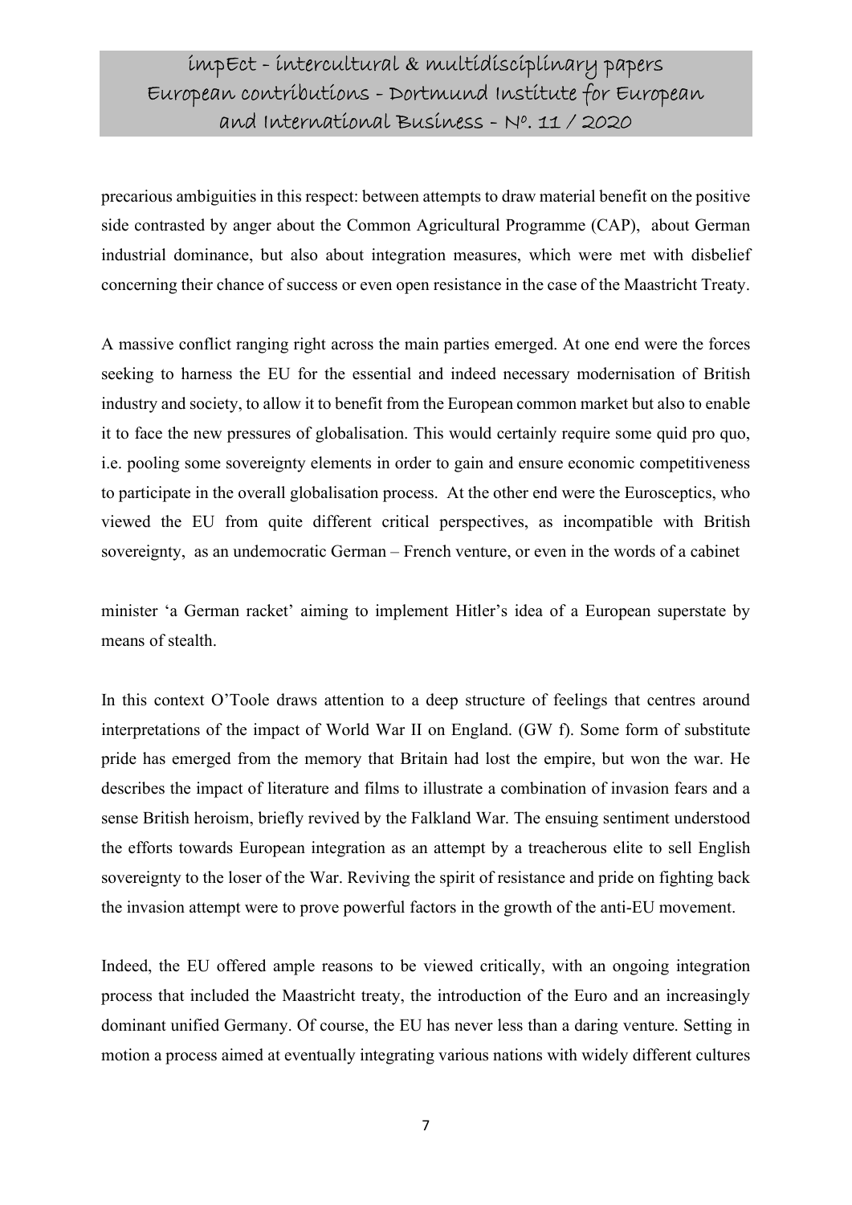precarious ambiguities in this respect: between attempts to draw material benefit on the positive side contrasted by anger about the Common Agricultural Programme (CAP), about German industrial dominance, but also about integration measures, which were met with disbelief concerning their chance of success or even open resistance in the case of the Maastricht Treaty.

A massive conflict ranging right across the main parties emerged. At one end were the forces seeking to harness the EU for the essential and indeed necessary modernisation of British industry and society, to allow it to benefit from the European common market but also to enable it to face the new pressures of globalisation. This would certainly require some quid pro quo, i.e. pooling some sovereignty elements in order to gain and ensure economic competitiveness to participate in the overall globalisation process. At the other end were the Eurosceptics, who viewed the EU from quite different critical perspectives, as incompatible with British sovereignty, as an undemocratic German – French venture, or even in the words of a cabinet minister 'a German racket' aiming to implement Hitler's idea of a European superstate by means of stealth.

In this context O'Toole draws attention to a deep structure of feelings that centres around interpretations of the impact of World War II on England. (GW f). Some form of substitute pride has emerged from the memory that Britain had lost the empire, but won the war. He describes the impact of literature and films to illustrate a combination of invasion fears and a sense British heroism, briefly revived by the Falkland War. The ensuing sentiment understood the efforts towards European integration as an attempt by a treacherous elite to sell English sovereignty to the loser of the War. Reviving the spirit of resistance and pride on fighting back the invasion attempt were to prove powerful factors in the growth of the anti-EU movement.

Indeed, the EU offered ample reasons to be viewed critically, with an ongoing integration process that included the Maastricht treaty, the introduction of the Euro and an increasingly dominant unified Germany. Of course, the EU has never less than a daring venture. Setting in motion a process aimed at eventually integrating various nations with widely different cultures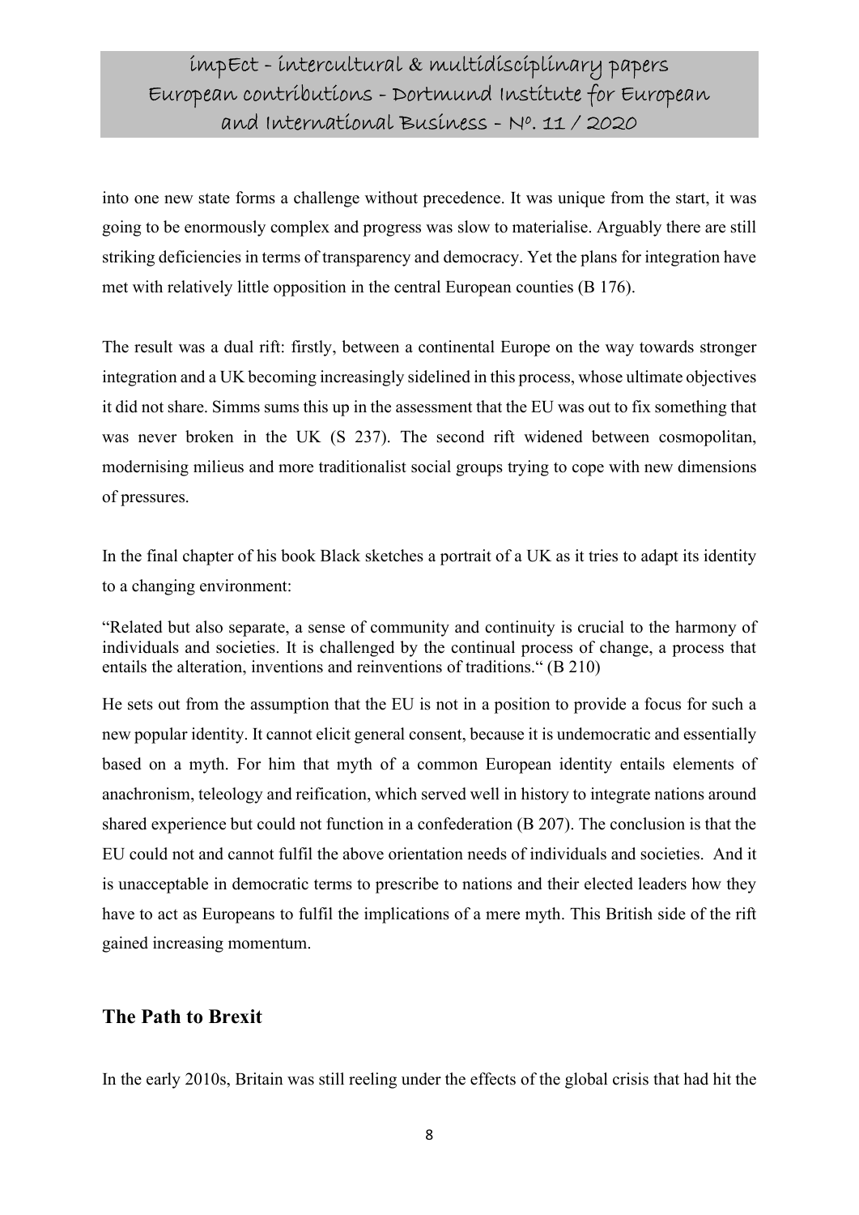into one new state forms a challenge without precedence. It was unique from the start, it was going to be enormously complex and progress was slow to materialise. Arguably there are still striking deficiencies in terms of transparency and democracy. Yet the plans for integration have met with relatively little opposition in the central European counties (B 176).

The result was a dual rift: firstly, between a continental Europe on the way towards stronger integration and a UK becoming increasingly sidelined in this process, whose ultimate objectives it did not share. Simms sums this up in the assessment that the EU was out to fix something that was never broken in the UK (S 237). The second rift widened between cosmopolitan, modernising milieus and more traditionalist social groups trying to cope with new dimensions of pressures.

In the final chapter of his book Black sketches a portrait of a UK as it tries to adapt its identity to a changing environment:

"Related but also separate, a sense of community and continuity is crucial to the harmony of individuals and societies. It is challenged by the continual process of change, a process that entails the alteration, inventions and reinventions of traditions." (B 210)

He sets out from the assumption that the EU is not in a position to provide a focus for such a new popular identity. It cannot elicit general consent, because it is undemocratic and essentially based on a myth. For him that myth of a common European identity entails elements of anachronism, teleology and reification, which served well in history to integrate nations around shared experience but could not function in a confederation (B 207). The conclusion is that the EU could not and cannot fulfil the above orientation needs of individuals and societies. And it is unacceptable in democratic terms to prescribe to nations and their elected leaders how they have to act as Europeans to fulfil the implications of a mere myth. This British side of the rift gained increasing momentum.

## The Path to Brexit

In the early 2010s, Britain was still reeling under the effects of the global crisis that had hit the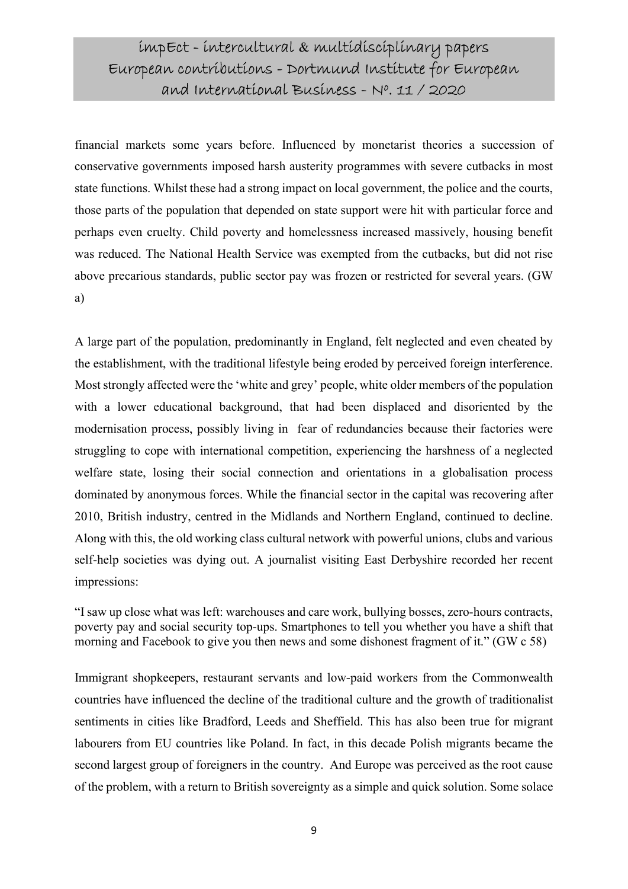financial markets some years before. Influenced by monetarist theories a succession of conservative governments imposed harsh austerity programmes with severe cutbacks in most state functions. Whilst these had a strong impact on local government, the police and the courts, those parts of the population that depended on state support were hit with particular force and perhaps even cruelty. Child poverty and homelessness increased massively, housing benefit was reduced. The National Health Service was exempted from the cutbacks, but did not rise above precarious standards, public sector pay was frozen or restricted for several years. (GW a)

A large part of the population, predominantly in England, felt neglected and even cheated by the establishment, with the traditional lifestyle being eroded by perceived foreign interference. Most strongly affected were the 'white and grey' people, white older members of the population with a lower educational background, that had been displaced and disoriented by the modernisation process, possibly living in fear of redundancies because their factories were struggling to cope with international competition, experiencing the harshness of a neglected welfare state, losing their social connection and orientations in a globalisation process dominated by anonymous forces. While the financial sector in the capital was recovering after 2010, British industry, centred in the Midlands and Northern England, continued to decline. Along with this, the old working class cultural network with powerful unions, clubs and various self-help societies was dying out. A journalist visiting East Derbyshire recorded her recent impressions:

"I saw up close what was left: warehouses and care work, bullying bosses, zero-hours contracts, poverty pay and social security top-ups. Smartphones to tell you whether you have a shift that morning and Facebook to give you then news and some dishonest fragment of it." (GW c 58)

Immigrant shopkeepers, restaurant servants and low-paid workers from the Commonwealth countries have influenced the decline of the traditional culture and the growth of traditionalist sentiments in cities like Bradford, Leeds and Sheffield. This has also been true for migrant labourers from EU countries like Poland. In fact, in this decade Polish migrants became the second largest group of foreigners in the country. And Europe was perceived as the root cause of the problem, with a return to British sovereignty as a simple and quick solution. Some solace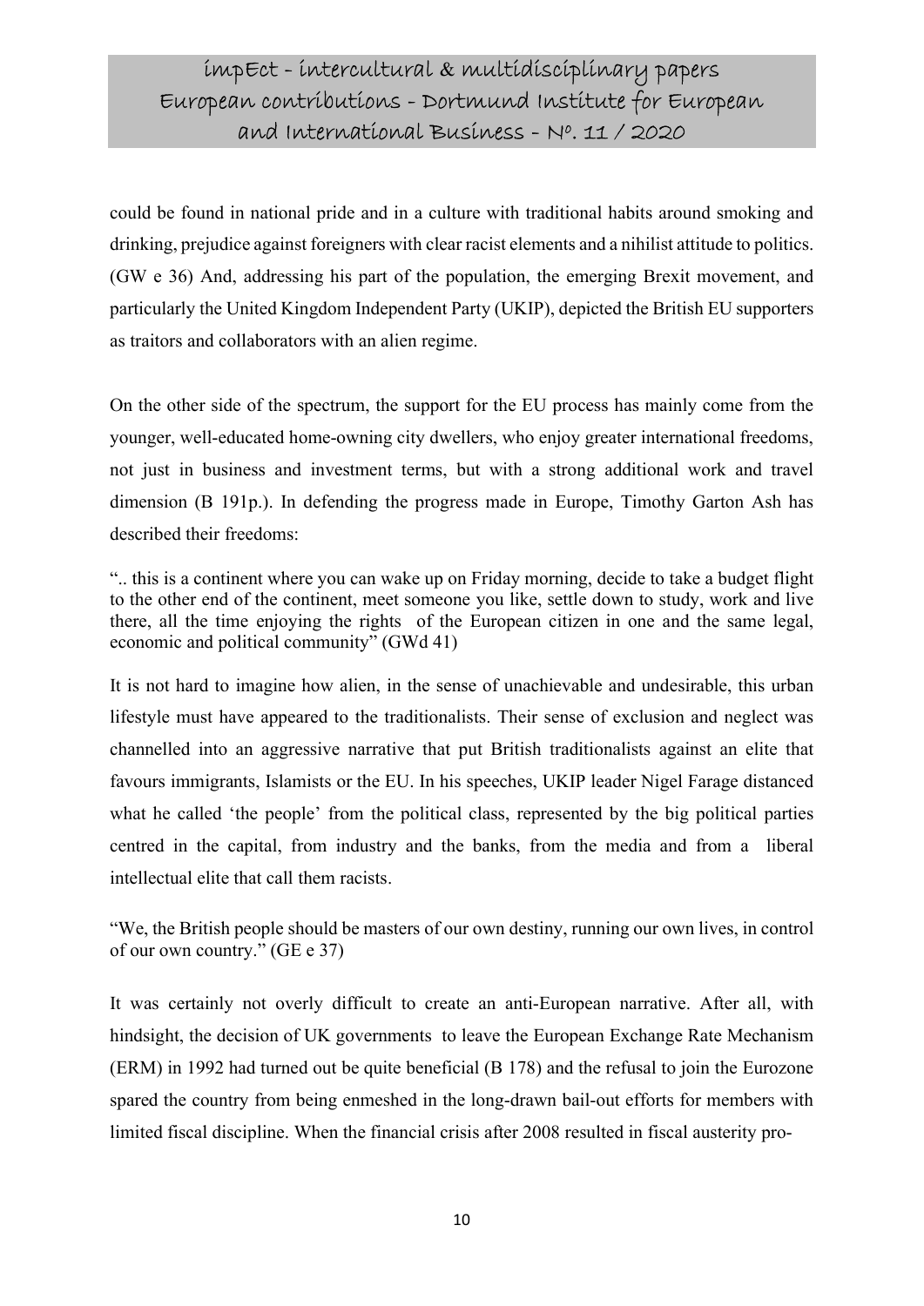could be found in national pride and in a culture with traditional habits around smoking and drinking, prejudice against foreigners with clear racist elements and a nihilist attitude to politics. (GW e 36) And, addressing his part of the population, the emerging Brexit movement, and particularly the United Kingdom Independent Party (UKIP), depicted the British EU supporters as traitors and collaborators with an alien regime.

On the other side of the spectrum, the support for the EU process has mainly come from the younger, well-educated home-owning city dwellers, who enjoy greater international freedoms, not just in business and investment terms, but with a strong additional work and travel dimension (B 191p.). In defending the progress made in Europe, Timothy Garton Ash has described their freedoms:

".. this is a continent where you can wake up on Friday morning, decide to take a budget flight to the other end of the continent, meet someone you like, settle down to study, work and live there, all the time enjoying the rights of the European citizen in one and the same legal, economic and political community" (GWd 41)

It is not hard to imagine how alien, in the sense of unachievable and undesirable, this urban lifestyle must have appeared to the traditionalists. Their sense of exclusion and neglect was channelled into an aggressive narrative that put British traditionalists against an elite that favours immigrants, Islamists or the EU. In his speeches, UKIP leader Nigel Farage distanced what he called 'the people' from the political class, represented by the big political parties centred in the capital, from industry and the banks, from the media and from a liberal intellectual elite that call them racists.

"We, the British people should be masters of our own destiny, running our own lives, in control of our own country." (GE e 37)

It was certainly not overly difficult to create an anti-European narrative. After all, with hindsight, the decision of UK governments to leave the European Exchange Rate Mechanism (ERM) in 1992 had turned out be quite beneficial (B 178) and the refusal to join the Eurozone spared the country from being enmeshed in the long-drawn bail-out efforts for members with limited fiscal discipline. When the financial crisis after 2008 resulted in fiscal austerity pro-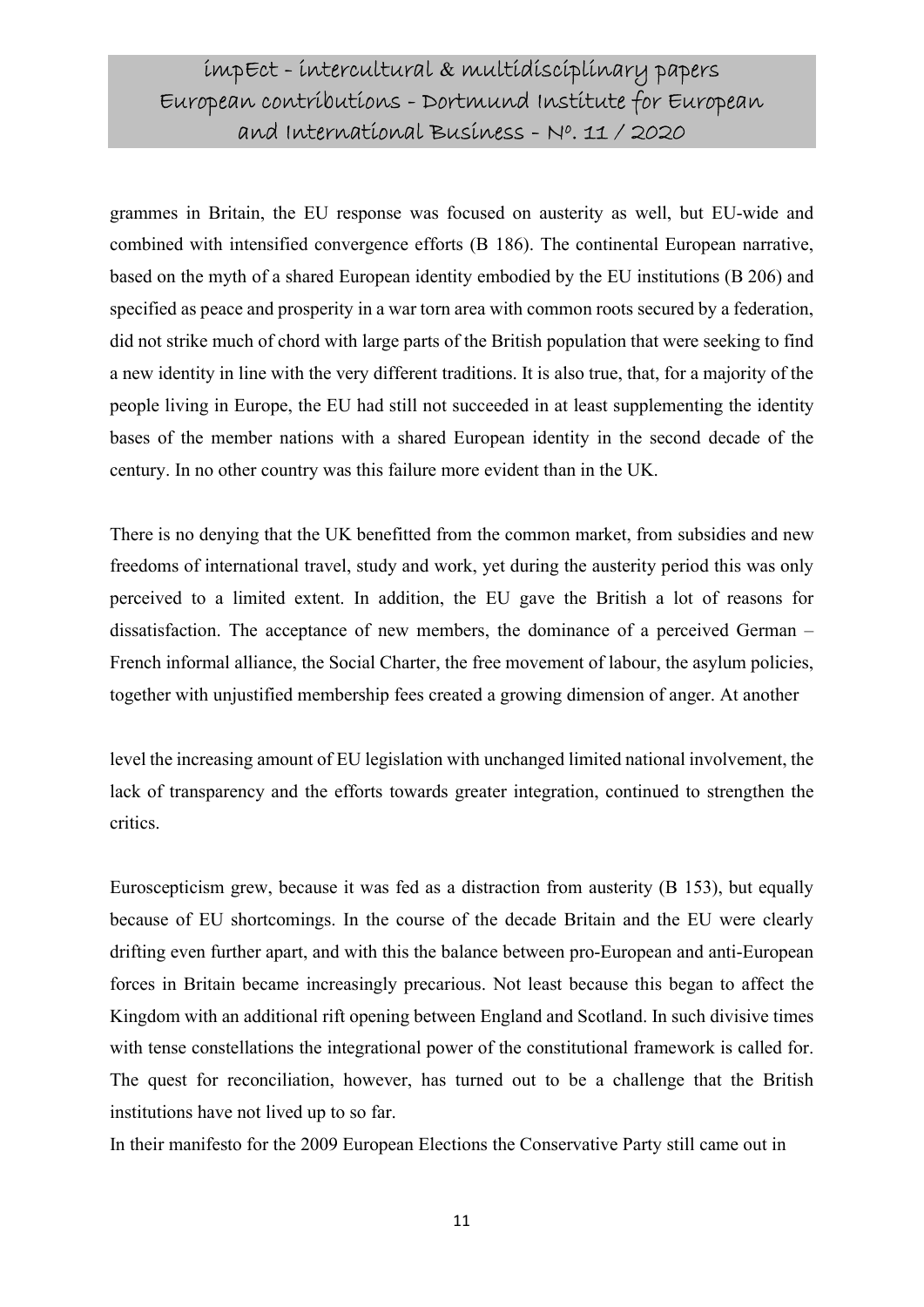grammes in Britain, the EU response was focused on austerity as well, but EU-wide and combined with intensified convergence efforts (B 186). The continental European narrative, based on the myth of a shared European identity embodied by the EU institutions (B 206) and specified as peace and prosperity in a war torn area with common roots secured by a federation, did not strike much of chord with large parts of the British population that were seeking to find a new identity in line with the very different traditions. It is also true, that, for a majority of the people living in Europe, the EU had still not succeeded in at least supplementing the identity bases of the member nations with a shared European identity in the second decade of the century. In no other country was this failure more evident than in the UK.

There is no denying that the UK benefitted from the common market, from subsidies and new freedoms of international travel, study and work, yet during the austerity period this was only perceived to a limited extent. In addition, the EU gave the British a lot of reasons for dissatisfaction. The acceptance of new members, the dominance of a perceived German – French informal alliance, the Social Charter, the free movement of labour, the asylum policies, together with unjustified membership fees created a growing dimension of anger. At another level the increasing amount of EU legislation with unchanged limited national involvement, the lack of transparency and the efforts towards greater integration, continued to strengthen the critics.

Euroscepticism grew, because it was fed as a distraction from austerity (B 153), but equally because of EU shortcomings. In the course of the decade Britain and the EU were clearly drifting even further apart, and with this the balance between pro-European and anti-European forces in Britain became increasingly precarious. Not least because this began to affect the Kingdom with an additional rift opening between England and Scotland. In such divisive times with tense constellations the integrational power of the constitutional framework is called for. The quest for reconciliation, however, has turned out to be a challenge that the British institutions have not lived up to so far.

In their manifesto for the 2009 European Elections the Conservative Party still came out in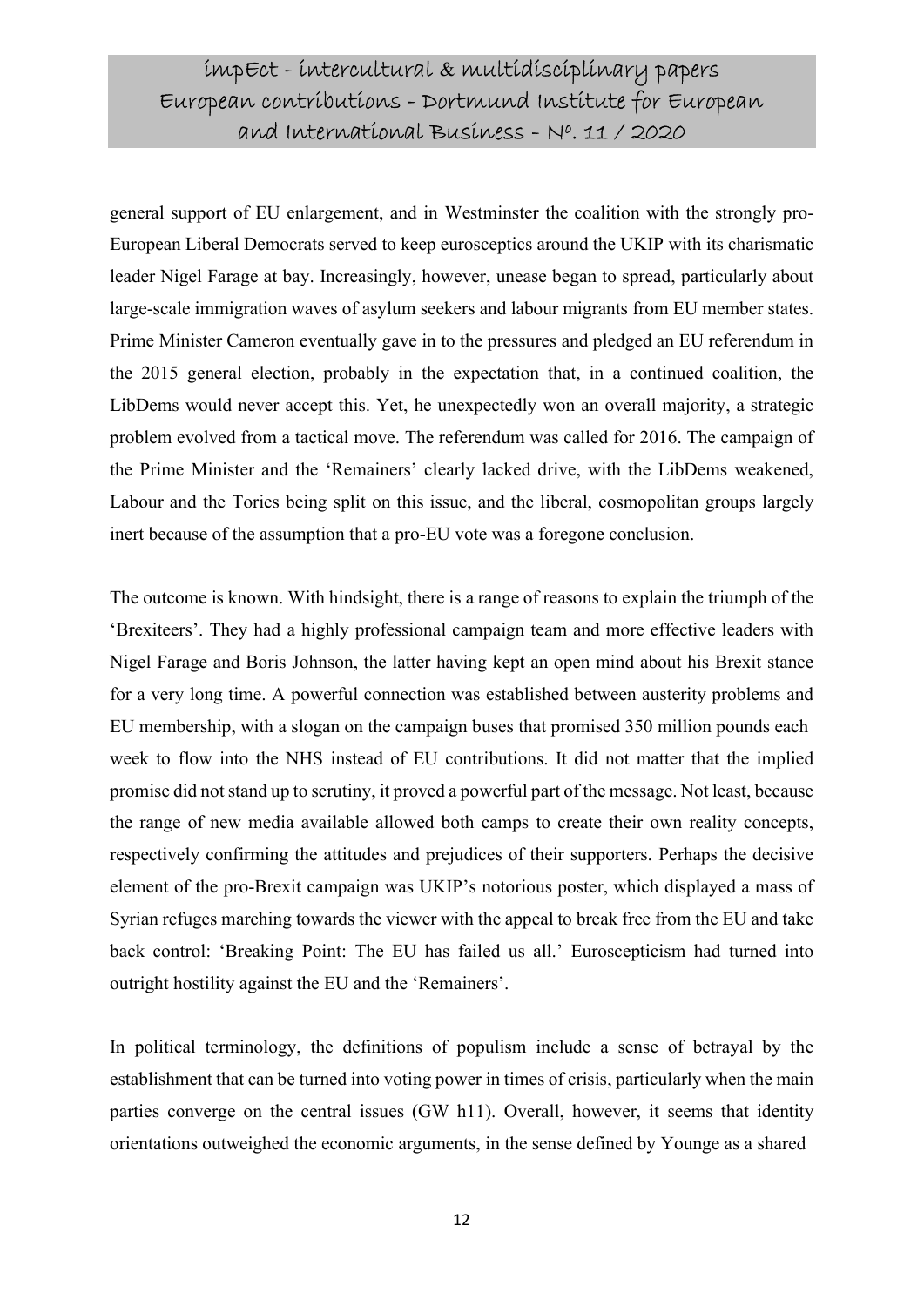general support of EU enlargement, and in Westminster the coalition with the strongly pro-European Liberal Democrats served to keep eurosceptics around the UKIP with its charismatic leader Nigel Farage at bay. Increasingly, however, unease began to spread, particularly about large-scale immigration waves of asylum seekers and labour migrants from EU member states. Prime Minister Cameron eventually gave in to the pressures and pledged an EU referendum in the 2015 general election, probably in the expectation that, in a continued coalition, the LibDems would never accept this. Yet, he unexpectedly won an overall majority, a strategic problem evolved from a tactical move. The referendum was called for 2016. The campaign of the Prime Minister and the 'Remainers' clearly lacked drive, with the LibDems weakened, Labour and the Tories being split on this issue, and the liberal, cosmopolitan groups largely inert because of the assumption that a pro-EU vote was a foregone conclusion.

The outcome is known. With hindsight, there is a range of reasons to explain the triumph of the 'Brexiteers'. They had a highly professional campaign team and more effective leaders with Nigel Farage and Boris Johnson, the latter having kept an open mind about his Brexit stance for a very long time. A powerful connection was established between austerity problems and EU membership, with a slogan on the campaign buses that promised 350 million pounds each week to flow into the NHS instead of EU contributions. It did not matter that the implied promise did not stand up to scrutiny, it proved a powerful part of the message. Not least, because the range of new media available allowed both camps to create their own reality concepts, respectively confirming the attitudes and prejudices of their supporters. Perhaps the decisive element of the pro-Brexit campaign was UKIP's notorious poster, which displayed a mass of Syrian refuges marching towards the viewer with the appeal to break free from the EU and take back control: 'Breaking Point: The EU has failed us all.' Euroscepticism had turned into outright hostility against the EU and the 'Remainers'.

In political terminology, the definitions of populism include a sense of betrayal by the establishment that can be turned into voting power in times of crisis, particularly when the main parties converge on the central issues (GW h11). Overall, however, it seems that identity orientations outweighed the economic arguments, in the sense defined by Younge as a shared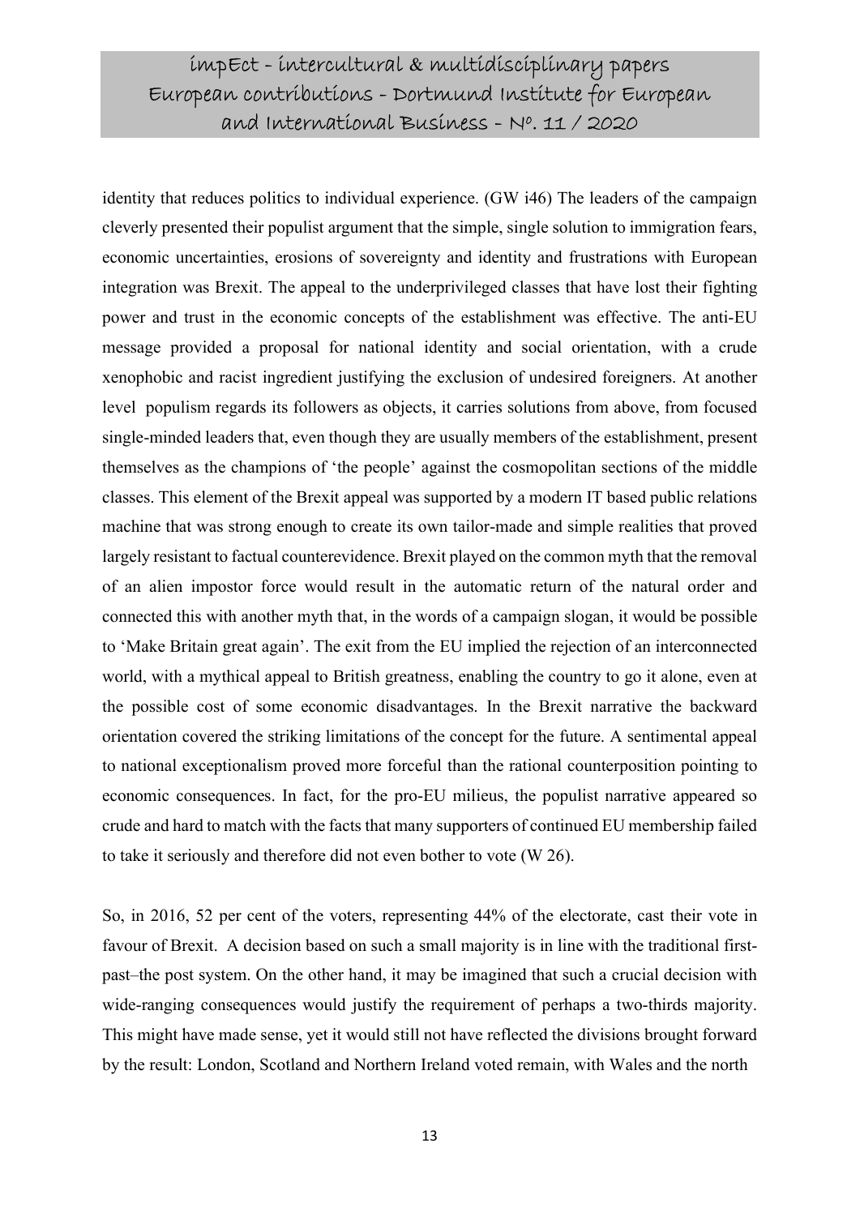identity that reduces politics to individual experience. (GW i46) The leaders of the campaign cleverly presented their populist argument that the simple, single solution to immigration fears, economic uncertainties, erosions of sovereignty and identity and frustrations with European integration was Brexit. The appeal to the underprivileged classes that have lost their fighting power and trust in the economic concepts of the establishment was effective. The anti-EU message provided a proposal for national identity and social orientation, with a crude xenophobic and racist ingredient justifying the exclusion of undesired foreigners. At another level populism regards its followers as objects, it carries solutions from above, from focused single-minded leaders that, even though they are usually members of the establishment, present themselves as the champions of 'the people' against the cosmopolitan sections of the middle classes. This element of the Brexit appeal was supported by a modern IT based public relations machine that was strong enough to create its own tailor-made and simple realities that proved largely resistant to factual counterevidence. Brexit played on the common myth that the removal of an alien impostor force would result in the automatic return of the natural order and connected this with another myth that, in the words of a campaign slogan, it would be possible to 'Make Britain great again'. The exit from the EU implied the rejection of an interconnected world, with a mythical appeal to British greatness, enabling the country to go it alone, even at the possible cost of some economic disadvantages. In the Brexit narrative the backward orientation covered the striking limitations of the concept for the future. A sentimental appeal to national exceptionalism proved more forceful than the rational counterposition pointing to economic consequences. In fact, for the pro-EU milieus, the populist narrative appeared so crude and hard to match with the facts that many supporters of continued EU membership failed to take it seriously and therefore did not even bother to vote (W 26).

So, in 2016, 52 per cent of the voters, representing 44% of the electorate, cast their vote in favour of Brexit. A decision based on such a small majority is in line with the traditional first-past–the post system. On the other hand, it may be imagined that such a crucial decision with wide-ranging consequences would justify the requirement of perhaps a two-thirds majority. This might have made sense, yet it would still not have reflected the divisions brought forward by the result: London, Scotland and Northern Ireland voted remain, with Wales and the north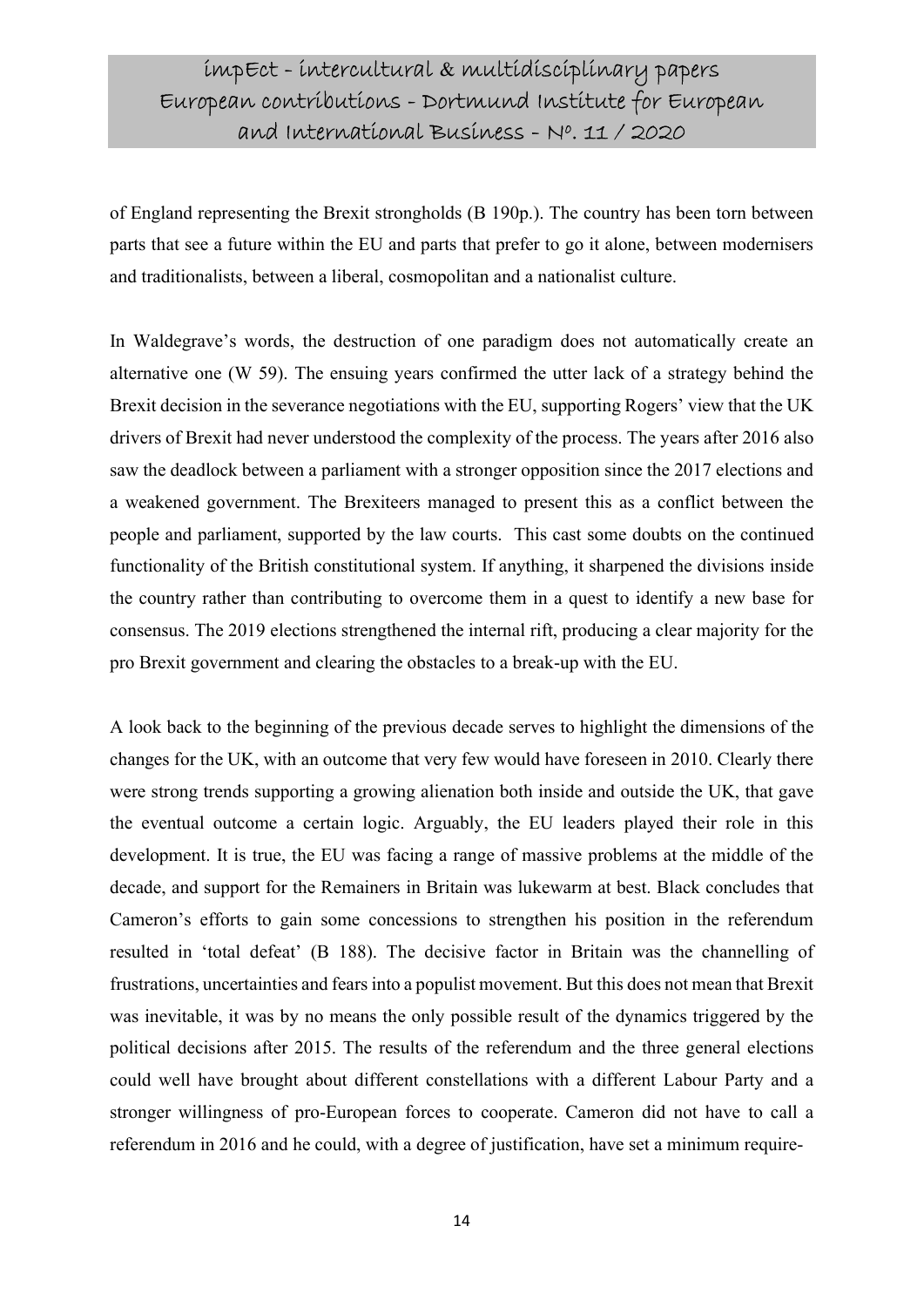of England representing the Brexit strongholds (B 190p.). The country has been torn between parts that see a future within the EU and parts that prefer to go it alone, between modernisers and traditionalists, between a liberal, cosmopolitan and a nationalist culture.

In Waldegrave's words, the destruction of one paradigm does not automatically create an alternative one (W 59). The ensuing years confirmed the utter lack of a strategy behind the Brexit decision in the severance negotiations with the EU, supporting Rogers' view that the UK drivers of Brexit had never understood the complexity of the process. The years after 2016 also saw the deadlock between a parliament with a stronger opposition since the 2017 elections and a weakened government. The Brexiteers managed to present this as a conflict between the people and parliament, supported by the law courts. This cast some doubts on the continued functionality of the British constitutional system. If anything, it sharpened the divisions inside the country rather than contributing to overcome them in a quest to identify a new base for consensus. The 2019 elections strengthened the internal rift, producing a clear majority for the pro Brexit government and clearing the obstacles to a break-up with the EU.

A look back to the beginning of the previous decade serves to highlight the dimensions of the changes for the UK, with an outcome that very few would have foreseen in 2010. Clearly there were strong trends supporting a growing alienation both inside and outside the UK, that gave the eventual outcome a certain logic. Arguably, the EU leaders played their role in this development. It is true, the EU was facing a range of massive problems at the middle of the decade, and support for the Remainers in Britain was lukewarm at best. Black concludes that Cameron's efforts to gain some concessions to strengthen his position in the referendum resulted in 'total defeat' (B 188). The decisive factor in Britain was the channelling of frustrations, uncertainties and fears into a populist movement. But this does not mean that Brexit was inevitable, it was by no means the only possible result of the dynamics triggered by the political decisions after 2015. The results of the referendum and the three general elections could well have brought about different constellations with a different Labour Party and a stronger willingness of pro-European forces to cooperate. Cameron did not have to call a referendum in 2016 and he could, with a degree of justification, have set a minimum require-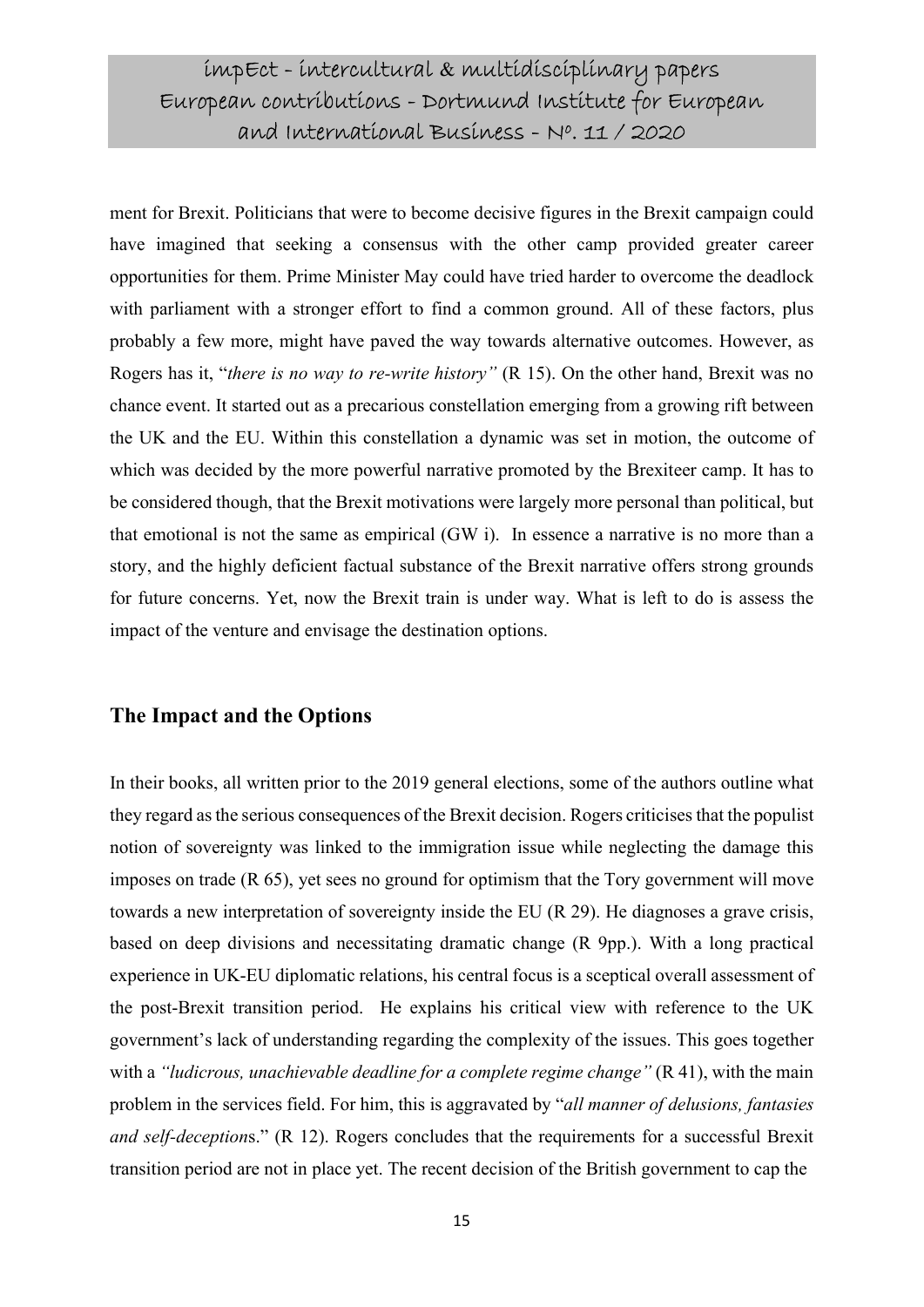ment for Brexit. Politicians that were to become decisive figures in the Brexit campaign could have imagined that seeking a consensus with the other camp provided greater career opportunities for them. Prime Minister May could have tried harder to overcome the deadlock with parliament with a stronger effort to find a common ground. All of these factors, plus probably a few more, might have paved the way towards alternative outcomes. However, as Rogers has it, "*there is no way to re-write history"* (R 15). On the other hand, Brexit was no chance event. It started out as a precarious constellation emerging from a growing rift between the UK and the EU. Within this constellation a dynamic was set in motion, the outcome of which was decided by the more powerful narrative promoted by the Brexiteer camp. It has to be considered though, that the Brexit motivations were largely more personal than political, but that emotional is not the same as empirical (GW i). In essence a narrative is no more than a story, and the highly deficient factual substance of the Brexit narrative offers strong grounds for future concerns. Yet, now the Brexit train is under way. What is left to do is assess the impact of the venture and envisage the destination options.

## The Impact and the Options

In their books, all written prior to the 2019 general elections, some of the authors outline what they regard as the serious consequences of the Brexit decision. Rogers criticises that the populist notion of sovereignty was linked to the immigration issue while neglecting the damage this imposes on trade (R 65), yet sees no ground for optimism that the Tory government will move towards a new interpretation of sovereignty inside the EU (R 29). He diagnoses a grave crisis, based on deep divisions and necessitating dramatic change (R 9pp.). With a long practical experience in UK-EU diplomatic relations, his central focus is a sceptical overall assessment of the post-Brexit transition period. He explains his critical view with reference to the UK government's lack of understanding regarding the complexity of the issues. This goes together with a *"ludicrous, unachievable deadline for a complete regime change"* (R 41), with the main problem in the services field. For him, this is aggravated by "*all manner of delusions, fantasies and self-deceptions*." (R 12). Rogers concludes that the requirements for a successful Brexit transition period are not in place yet. The recent decision of the British government to cap the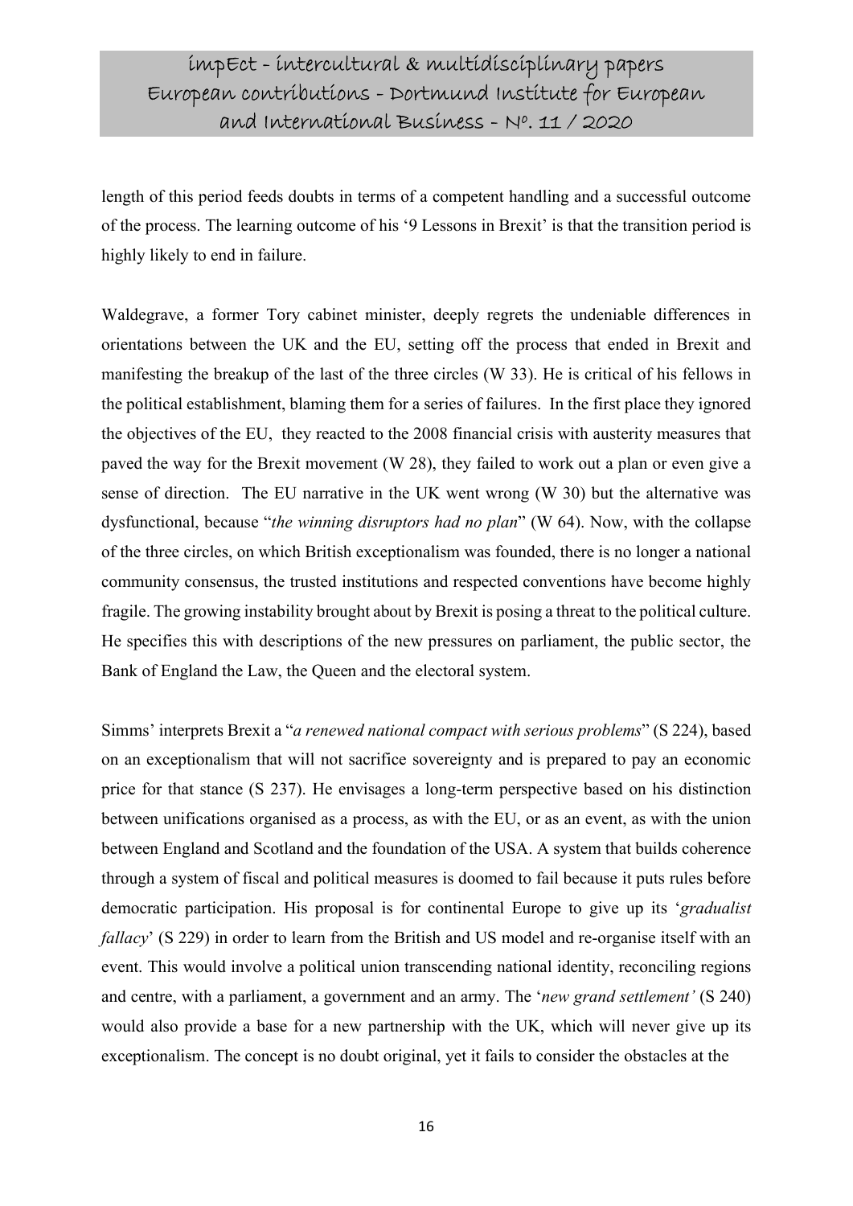length of this period feeds doubts in terms of a competent handling and a successful outcome of the process. The learning outcome of his '9 Lessons in Brexit' is that the transition period is highly likely to end in failure.

Waldegrave, a former Tory cabinet minister, deeply regrets the undeniable differences in orientations between the UK and the EU, setting off the process that ended in Brexit and manifesting the breakup of the last of the three circles (W 33). He is critical of his fellows in the political establishment, blaming them for a series of failures. In the first place they ignored the objectives of the EU, they reacted to the 2008 financial crisis with austerity measures that paved the way for the Brexit movement (W 28), they failed to work out a plan or even give a sense of direction. The EU narrative in the UK went wrong (W 30) but the alternative was dysfunctional, because "*the winning disruptors had no plan*" (W 64). Now, with the collapse of the three circles, on which British exceptionalism was founded, there is no longer a national community consensus, the trusted institutions and respected conventions have become highly fragile. The growing instability brought about by Brexit is posing a threat to the political culture. He specifies this with descriptions of the new pressures on parliament, the public sector, the Bank of England the Law, the Queen and the electoral system.

Simms' interprets Brexit a "*a renewed national compact with serious problems*" (S 224), based on an exceptionalism that will not sacrifice sovereignty and is prepared to pay an economic price for that stance (S 237). He envisages a long-term perspective based on his distinction between unifications organised as a process, as with the EU, or as an event, as with the union between England and Scotland and the foundation of the USA. A system that builds coherence through a system of fiscal and political measures is doomed to fail because it puts rules before democratic participation. His proposal is for continental Europe to give up its '*gradualist fallacy*' (S 229) in order to learn from the British and US model and re-organise itself with an event. This would involve a political union transcending national identity, reconciling regions and centre, with a parliament, a government and an army. The '*new grand settlement'* (S 240) would also provide a base for a new partnership with the UK, which will never give up its exceptionalism. The concept is no doubt original, yet it fails to consider the obstacles at the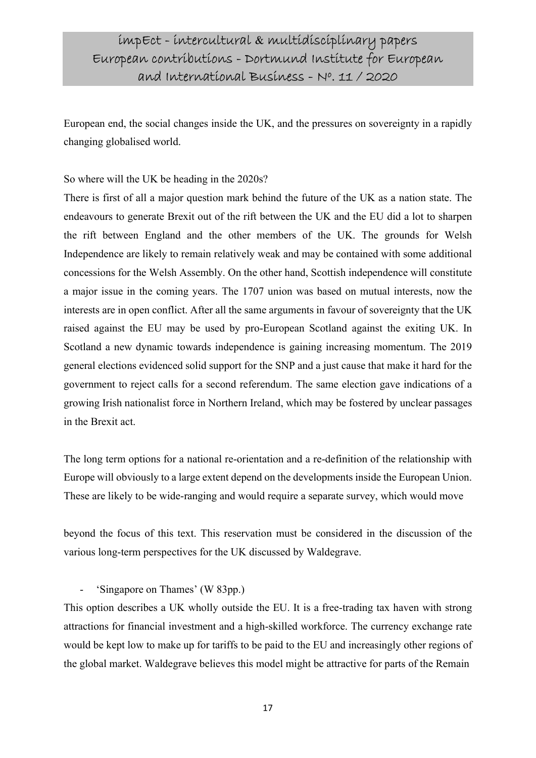European end, the social changes inside the UK, and the pressures on sovereignty in a rapidly changing globalised world.

So where will the UK be heading in the 2020s?

There is first of all a major question mark behind the future of the UK as a nation state. The endeavours to generate Brexit out of the rift between the UK and the EU did a lot to sharpen the rift between England and the other members of the UK. The grounds for Welsh Independence are likely to remain relatively weak and may be contained with some additional concessions for the Welsh Assembly. On the other hand, Scottish independence will constitute a major issue in the coming years. The 1707 union was based on mutual interests, now the interests are in open conflict. After all the same arguments in favour of sovereignty that the UK raised against the EU may be used by pro-European Scotland against the exiting UK. In Scotland a new dynamic towards independence is gaining increasing momentum. The 2019 general elections evidenced solid support for the SNP and a just cause that make it hard for the government to reject calls for a second referendum. The same election gave indications of a growing Irish nationalist force in Northern Ireland, which may be fostered by unclear passages in the Brexit act.

The long term options for a national re-orientation and a re-definition of the relationship with Europe will obviously to a large extent depend on the developments inside the European Union. These are likely to be wide-ranging and would require a separate survey, which would move beyond the focus of this text. This reservation must be considered in the discussion of the various long-term perspectives for the UK discussed by Waldegrave.

- 'Singapore on Thames' (W 83pp.)

This option describes a UK wholly outside the EU. It is a free-trading tax haven with strong attractions for financial investment and a high-skilled workforce. The currency exchange rate would be kept low to make up for tariffs to be paid to the EU and increasingly other regions of the global market. Waldegrave believes this model might be attractive for parts of the Remain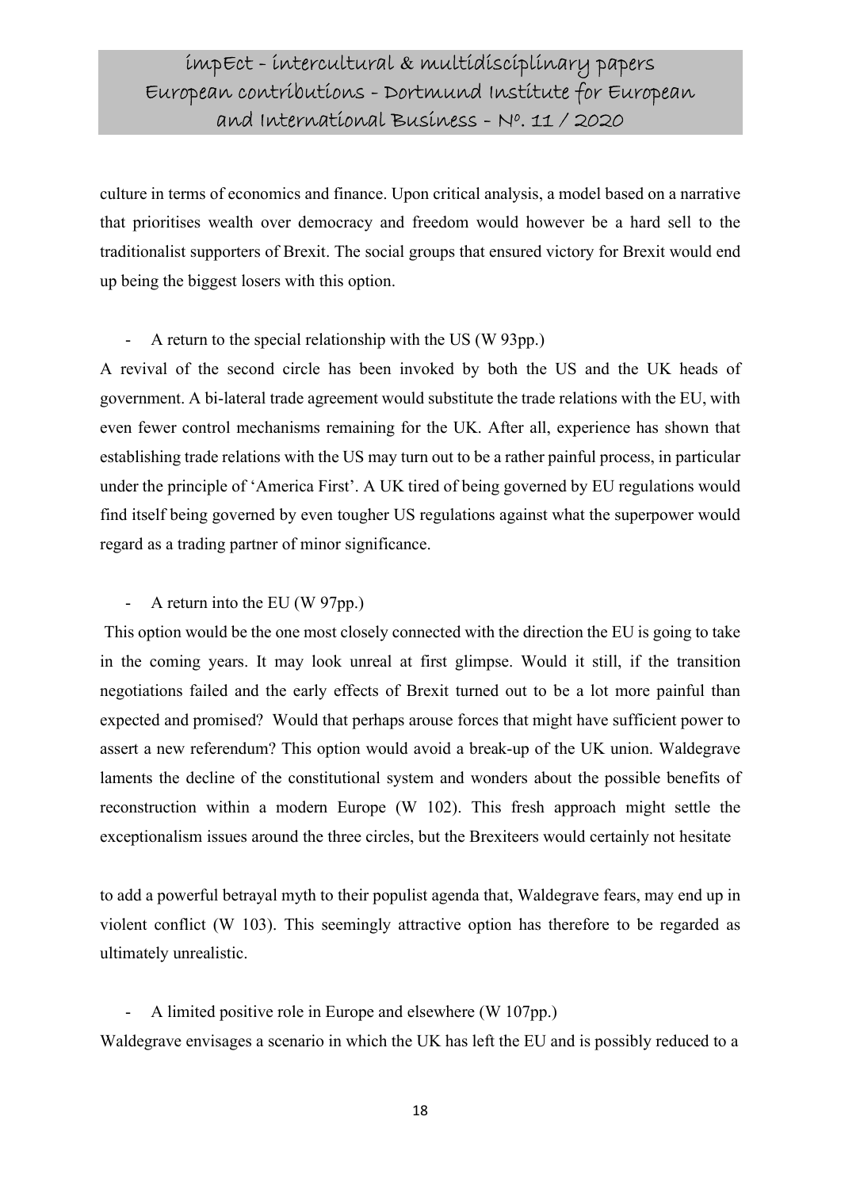culture in terms of economics and finance. Upon critical analysis, a model based on a narrative that prioritises wealth over democracy and freedom would however be a hard sell to the traditionalist supporters of Brexit. The social groups that ensured victory for Brexit would end up being the biggest losers with this option.

- A return to the special relationship with the US (W 93pp.)

A revival of the second circle has been invoked by both the US and the UK heads of government. A bi-lateral trade agreement would substitute the trade relations with the EU, with even fewer control mechanisms remaining for the UK. After all, experience has shown that establishing trade relations with the US may turn out to be a rather painful process, in particular under the principle of 'America First'. A UK tired of being governed by EU regulations would find itself being governed by even tougher US regulations against what the superpower would regard as a trading partner of minor significance.

- A return into the EU (W 97pp.)

This option would be the one most closely connected with the direction the EU is going to take in the coming years. It may look unreal at first glimpse. Would it still, if the transition negotiations failed and the early effects of Brexit turned out to be a lot more painful than expected and promised? Would that perhaps arouse forces that might have sufficient power to assert a new referendum? This option would avoid a break-up of the UK union. Waldegrave laments the decline of the constitutional system and wonders about the possible benefits of reconstruction within a modern Europe (W 102). This fresh approach might settle the exceptionalism issues around the three circles, but the Brexiteers would certainly not hesitate to add a powerful betrayal myth to their populist agenda that, Waldegrave fears, may end up in violent conflict (W 103). This seemingly attractive option has therefore to be regarded as ultimately unrealistic.

- A limited positive role in Europe and elsewhere (W 107pp.)

Waldegrave envisages a scenario in which the UK has left the EU and is possibly reduced to a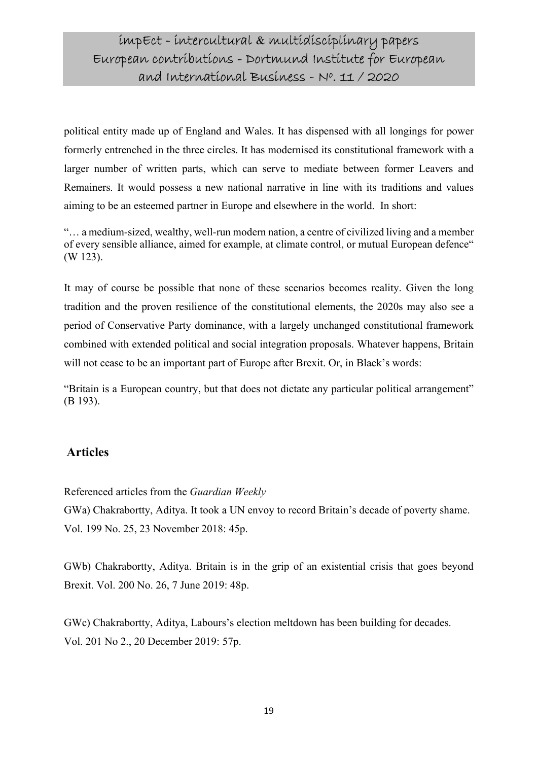political entity made up of England and Wales. It has dispensed with all longings for power formerly entrenched in the three circles. It has modernised its constitutional framework with a larger number of written parts, which can serve to mediate between former Leavers and Remainers. It would possess a new national narrative in line with its traditions and values aiming to be an esteemed partner in Europe and elsewhere in the world. In short:

"… a medium-sized, wealthy, well-run modern nation, a centre of civilized living and a member of every sensible alliance, aimed for example, at climate control, or mutual European defence" (W 123).

It may of course be possible that none of these scenarios becomes reality. Given the long tradition and the proven resilience of the constitutional elements, the 2020s may also see a period of Conservative Party dominance, with a largely unchanged constitutional framework combined with extended political and social integration proposals. Whatever happens, Britain will not cease to be an important part of Europe after Brexit. Or, in Black's words:

"Britain is a European country, but that does not dictate any particular political arrangement" (B 193).

## Articles

Referenced articles from the *Guardian Weekly*

GWa) Chakrabortty, Aditya. It took a UN envoy to record Britain's decade of poverty shame. Vol. 199 No. 25, 23 November 2018: 45p.

GWb) Chakrabortty, Aditya. Britain is in the grip of an existential crisis that goes beyond Brexit. Vol. 200 No. 26, 7 June 2019: 48p.

GWc) Chakrabortty, Aditya, Labours's election meltdown has been building for decades. Vol. 201 No 2., 20 December 2019: 57p.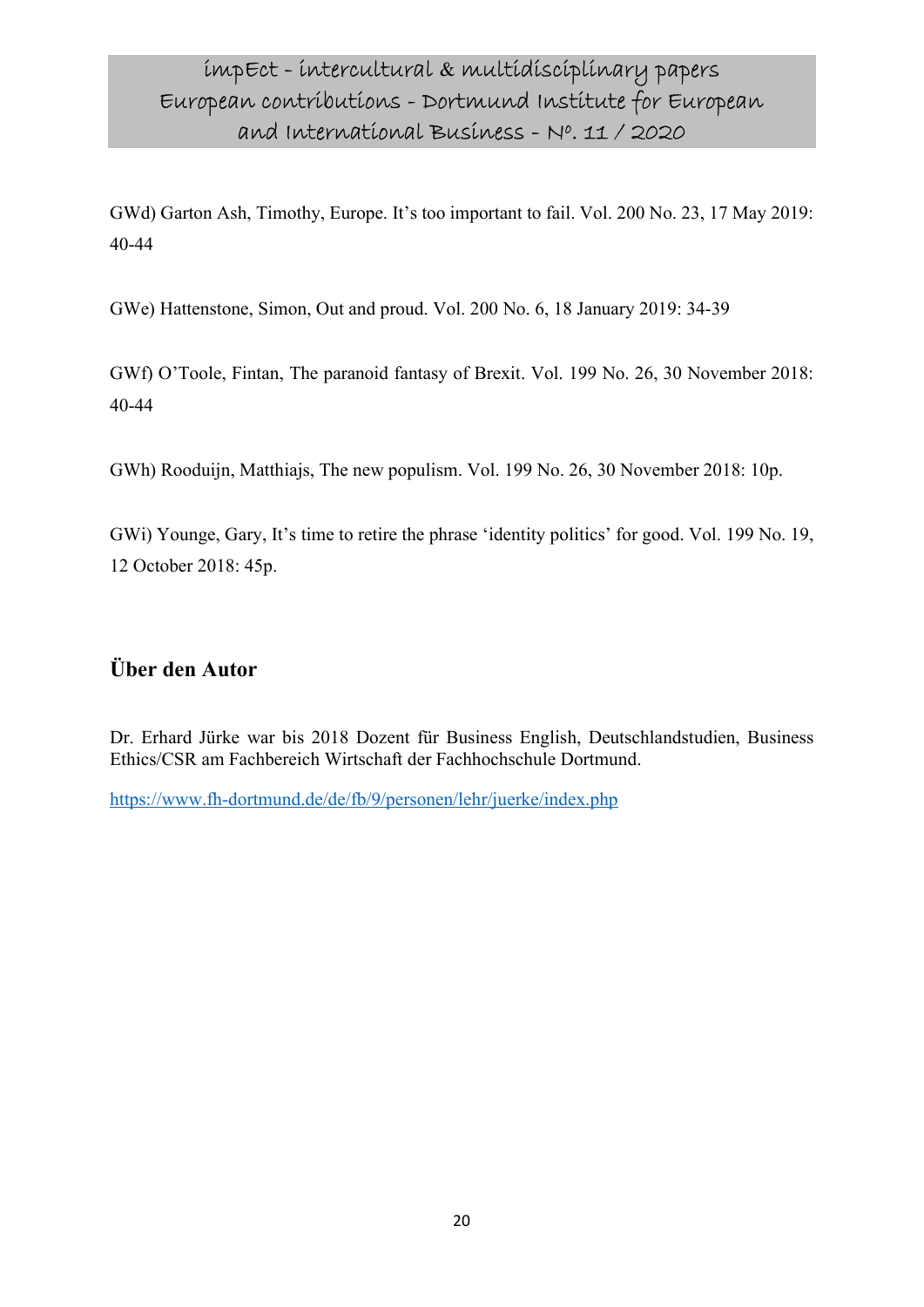GWd) Garton Ash, Timothy, Europe. It's too important to fail. Vol. 200 No. 23, 17 May 2019: 40-44

GWe) Hattenstone, Simon, Out and proud. Vol. 200 No. 6, 18 January 2019: 34-39

GWf) O'Toole, Fintan, The paranoid fantasy of Brexit. Vol. 199 No. 26, 30 November 2018: 40-44

GWh) Rooduijn, Matthiajs, The new populism. Vol. 199 No. 26, 30 November 2018: 10p.

GWi) Younge, Gary, It's time to retire the phrase 'identity politics' for good. Vol. 199 No. 19, 12 October 2018: 45p.

## Über den Autor

Dr. Erhard Jürke war bis 2018 Dozent für Business English, Deutschlandstudien, Business Ethics/CSR am Fachbereich Wirtschaft der Fachhochschule Dortmund.

https://www.fh-dortmund.de/de/fb/9/personen/lehr/juerke/index.php